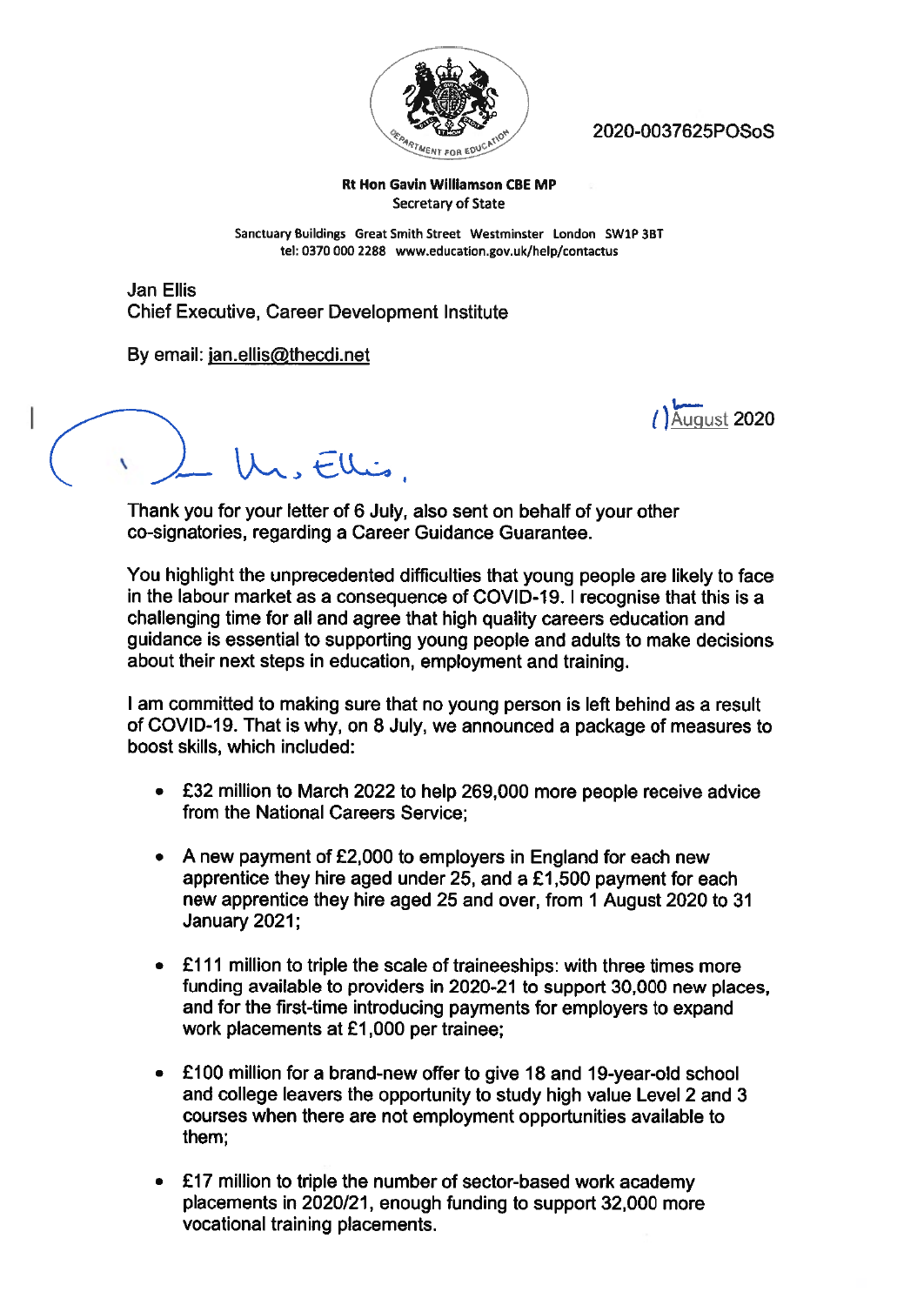2020-0037625POSoS

**Rt Hon Gavin Williamson CBE MP**
Secretary of State

Sanctuary Buildings Great Smith Street Westminster London SW1P 3BT
tel: 0370 000 2288 www.education.gov.uk/help/contactus

Jan Ellis
Chief Executive, Career Development Institute

By email: jan.ellis@thecdi.net

() August 2020

Dear Ms. Ellis,

Thank you for your letter of 6 July, also sent on behalf of your other co-signatories, regarding a Career Guidance Guarantee.

You highlight the unprecedented difficulties that young people are likely to face in the labour market as a consequence of COVID-19. I recognise that this is a challenging time for all and agree that high quality careers education and guidance is essential to supporting young people and adults to make decisions about their next steps in education, employment and training.

I am committed to making sure that no young person is left behind as a result of COVID-19. That is why, on 8 July, we announced a package of measures to boost skills, which included:

- £32 million to March 2022 to help 269,000 more people receive advice from the National Careers Service;
- A new payment of £2,000 to employers in England for each new apprentice they hire aged under 25, and a £1,500 payment for each new apprentice they hire aged 25 and over, from 1 August 2020 to 31 January 2021;
- £111 million to triple the scale of traineeships: with three times more funding available to providers in 2020-21 to support 30,000 new places, and for the first-time introducing payments for employers to expand work placements at £1,000 per trainee;
- £100 million for a brand-new offer to give 18 and 19-year-old school and college leavers the opportunity to study high value Level 2 and 3 courses when there are not employment opportunities available to them;
- £17 million to triple the number of sector-based work academy placements in 2020/21, enough funding to support 32,000 more vocational training placements.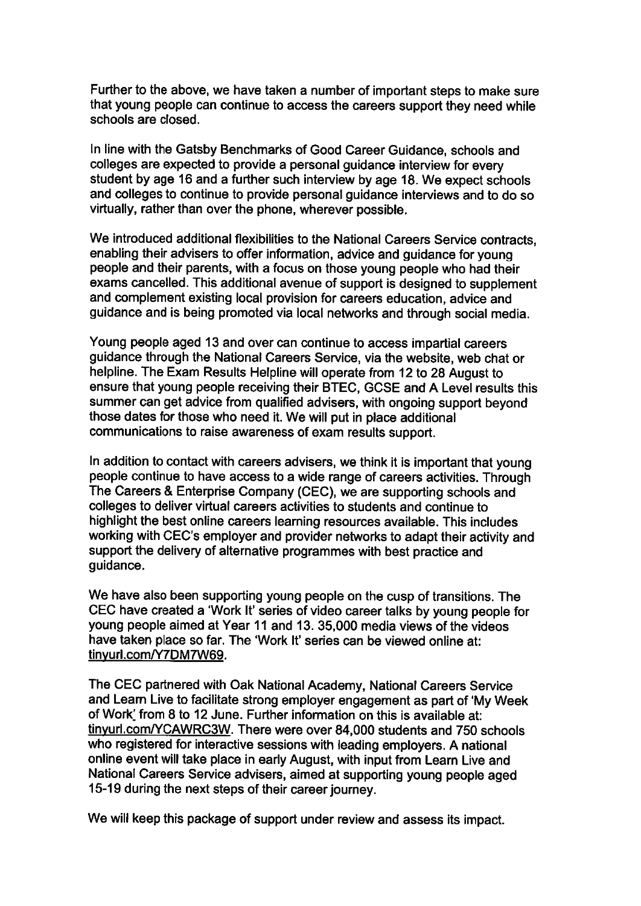Further to the above, we have taken a number of important steps to make sure that young people can continue to access the careers support they need while schools are closed.

In line with the Gatsby Benchmarks of Good Career Guidance, schools and colleges are expected to provide a personal guidance interview for every student by age 16 and a further such interview by age 18. We expect schools and colleges to continue to provide personal guidance interviews and to do so virtually, rather than over the phone, wherever possible.

We introduced additional flexibilities to the National Careers Service contracts, enabling their advisers to offer information, advice and guidance for young people and their parents, with a focus on those young people who had their exams cancelled. This additional avenue of support is designed to supplement and complement existing local provision for careers education, advice and guidance and is being promoted via local networks and through social media.

Young people aged 13 and over can continue to access impartial careers guidance through the National Careers Service, via the website, web chat or helpline. The Exam Results Helpline will operate from 12 to 28 August to ensure that young people receiving their BTEC, GCSE and A Level results this summer can get advice from qualified advisers, with ongoing support beyond those dates for those who need it. We will put in place additional communications to raise awareness of exam results support.

In addition to contact with careers advisers, we think it is important that young people continue to have access to a wide range of careers activities. Through The Careers & Enterprise Company (CEC), we are supporting schools and colleges to deliver virtual careers activities to students and continue to highlight the best online careers learning resources available. This includes working with CEC's employer and provider networks to adapt their activity and support the delivery of alternative programmes with best practice and guidance.

We have also been supporting young people on the cusp of transitions. The CEC have created a 'Work It' series of video career talks by young people for young people aimed at Year 11 and 13. 35,000 media views of the videos have taken place so far. The 'Work It' series can be viewed online at: tinyurl.com/Y7DM7W69.

The CEC partnered with Oak National Academy, National Careers Service and Learn Live to facilitate strong employer engagement as part of 'My Week of Work' from 8 to 12 June. Further information on this is available at: tinyurl.com/YCAWRC3W. There were over 84,000 students and 750 schools who registered for interactive sessions with leading employers. A national online event will take place in early August, with input from Learn Live and National Careers Service advisers, aimed at supporting young people aged 15-19 during the next steps of their career journey.

We will keep this package of support under review and assess its impact.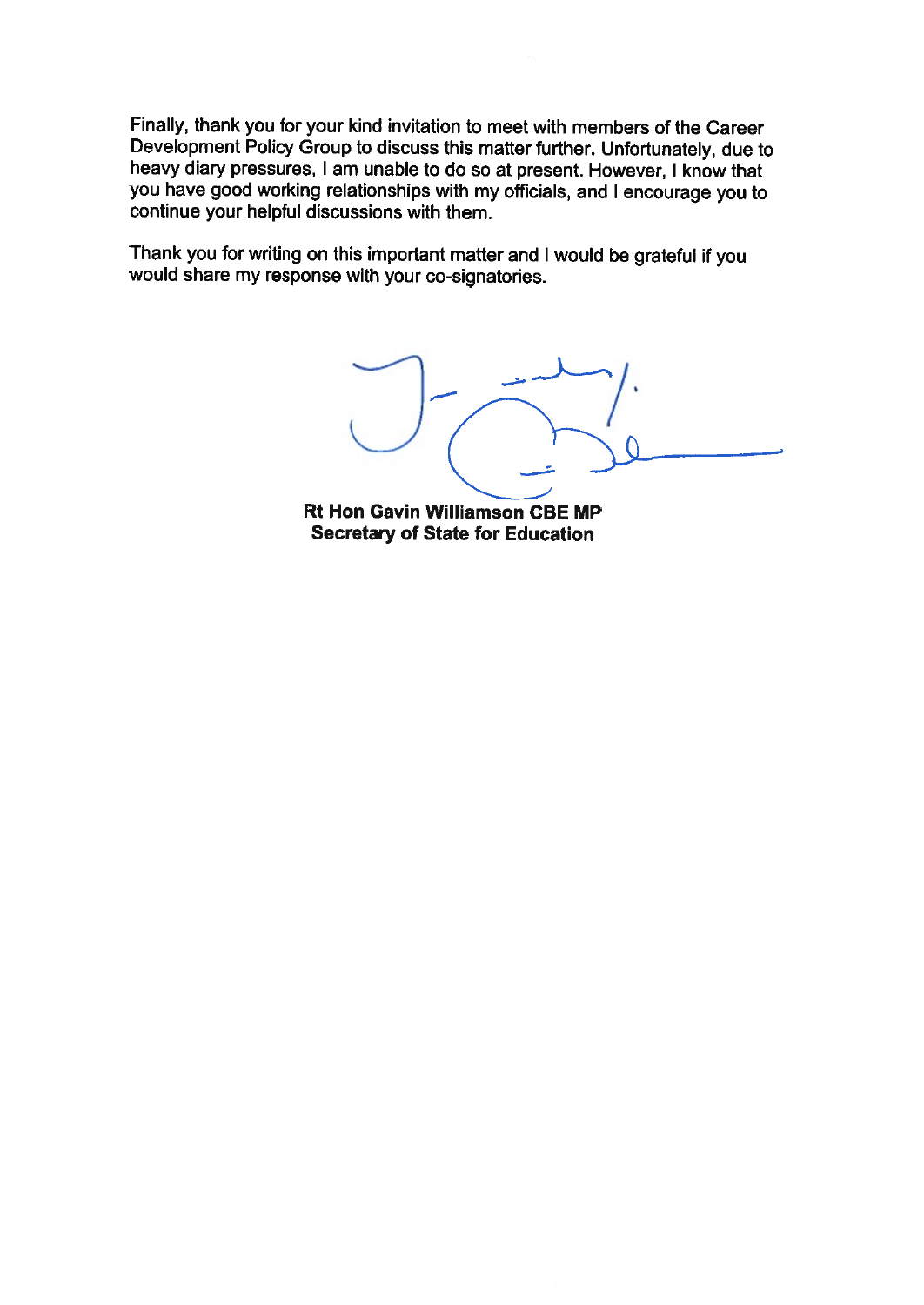Finally, thank you for your kind invitation to meet with members of the Career Development Policy Group to discuss this matter further. Unfortunately, due to heavy diary pressures, I am unable to do so at present. However, I know that you have good working relationships with my officials, and I encourage you to continue your helpful discussions with them.

Thank you for writing on this important matter and I would be grateful if you would share my response with your co-signatories.

**Rt Hon Gavin Williamson CBE MP**
**Secretary of State for Education**